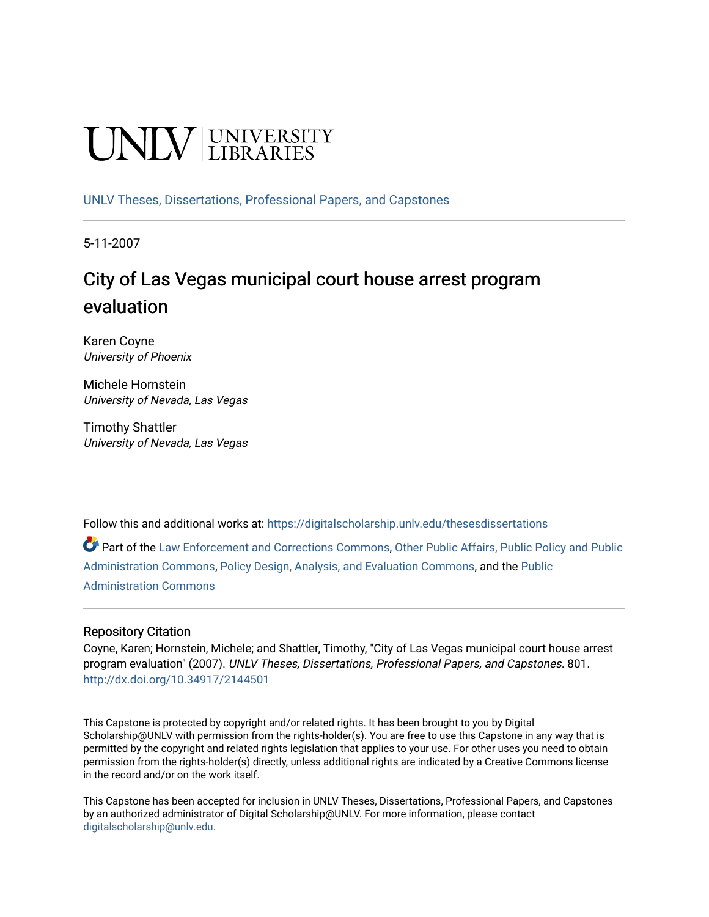UNLV | UNIVERSITY LIBRARIES

UNLV Theses, Dissertations, Professional Papers, and Capstones

5-11-2007

# City of Las Vegas municipal court house arrest program evaluation

Karen Coyne
*University of Phoenix*

Michele Hornstein
*University of Nevada, Las Vegas*

Timothy Shattler
*University of Nevada, Las Vegas*

Follow this and additional works at: https://digitalscholarship.unlv.edu/thesesdissertations

Part of the Law Enforcement and Corrections Commons, Other Public Affairs, Public Policy and Public Administration Commons, Policy Design, Analysis, and Evaluation Commons, and the Public Administration Commons

### Repository Citation

Coyne, Karen; Hornstein, Michele; and Shattler, Timothy, "City of Las Vegas municipal court house arrest program evaluation" (2007). *UNLV Theses, Dissertations, Professional Papers, and Capstones*. 801.
http://dx.doi.org/10.34917/2144501

This Capstone is protected by copyright and/or related rights. It has been brought to you by Digital Scholarship@UNLV with permission from the rights-holder(s). You are free to use this Capstone in any way that is permitted by the copyright and related rights legislation that applies to your use. For other uses you need to obtain permission from the rights-holder(s) directly, unless additional rights are indicated by a Creative Commons license in the record and/or on the work itself.

This Capstone has been accepted for inclusion in UNLV Theses, Dissertations, Professional Papers, and Capstones by an authorized administrator of Digital Scholarship@UNLV. For more information, please contact digitalscholarship@unlv.edu.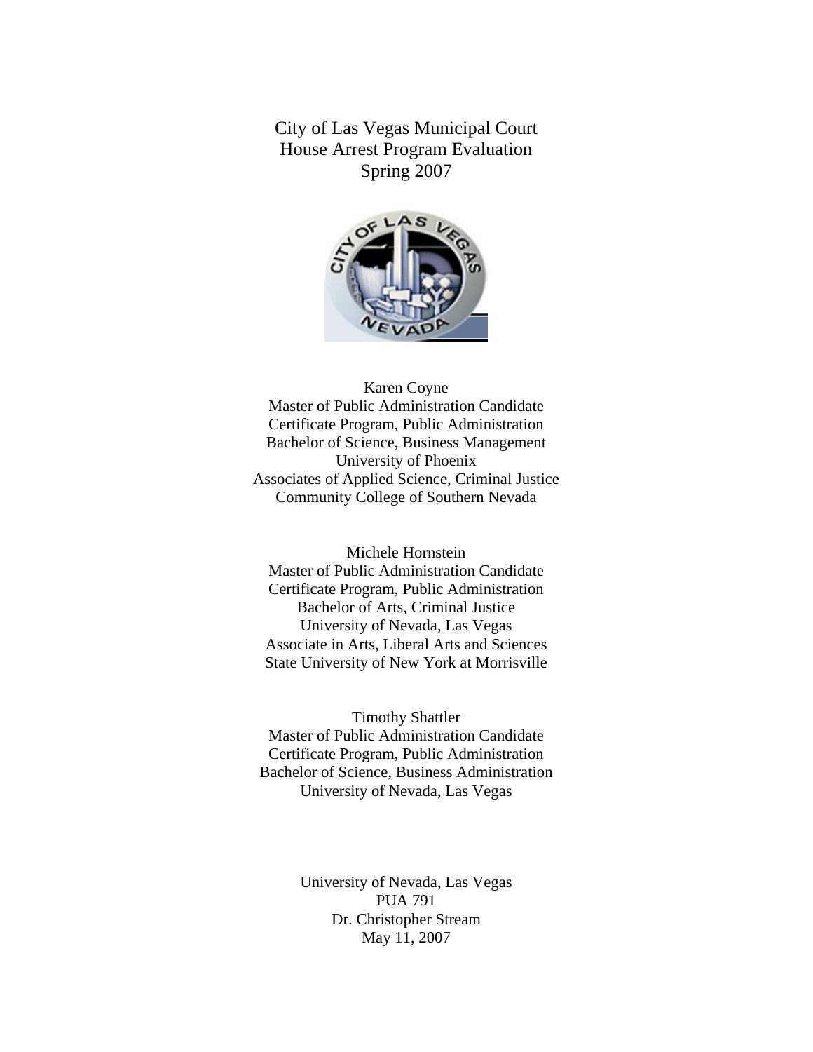# City of Las Vegas Municipal Court
# House Arrest Program Evaluation
# Spring 2007

Karen Coyne
Master of Public Administration Candidate
Certificate Program, Public Administration
Bachelor of Science, Business Management
University of Phoenix
Associates of Applied Science, Criminal Justice
Community College of Southern Nevada

Michele Hornstein
Master of Public Administration Candidate
Certificate Program, Public Administration
Bachelor of Arts, Criminal Justice
University of Nevada, Las Vegas
Associate in Arts, Liberal Arts and Sciences
State University of New York at Morrisville

Timothy Shattler
Master of Public Administration Candidate
Certificate Program, Public Administration
Bachelor of Science, Business Administration
University of Nevada, Las Vegas

University of Nevada, Las Vegas
PUA 791
Dr. Christopher Stream
May 11, 2007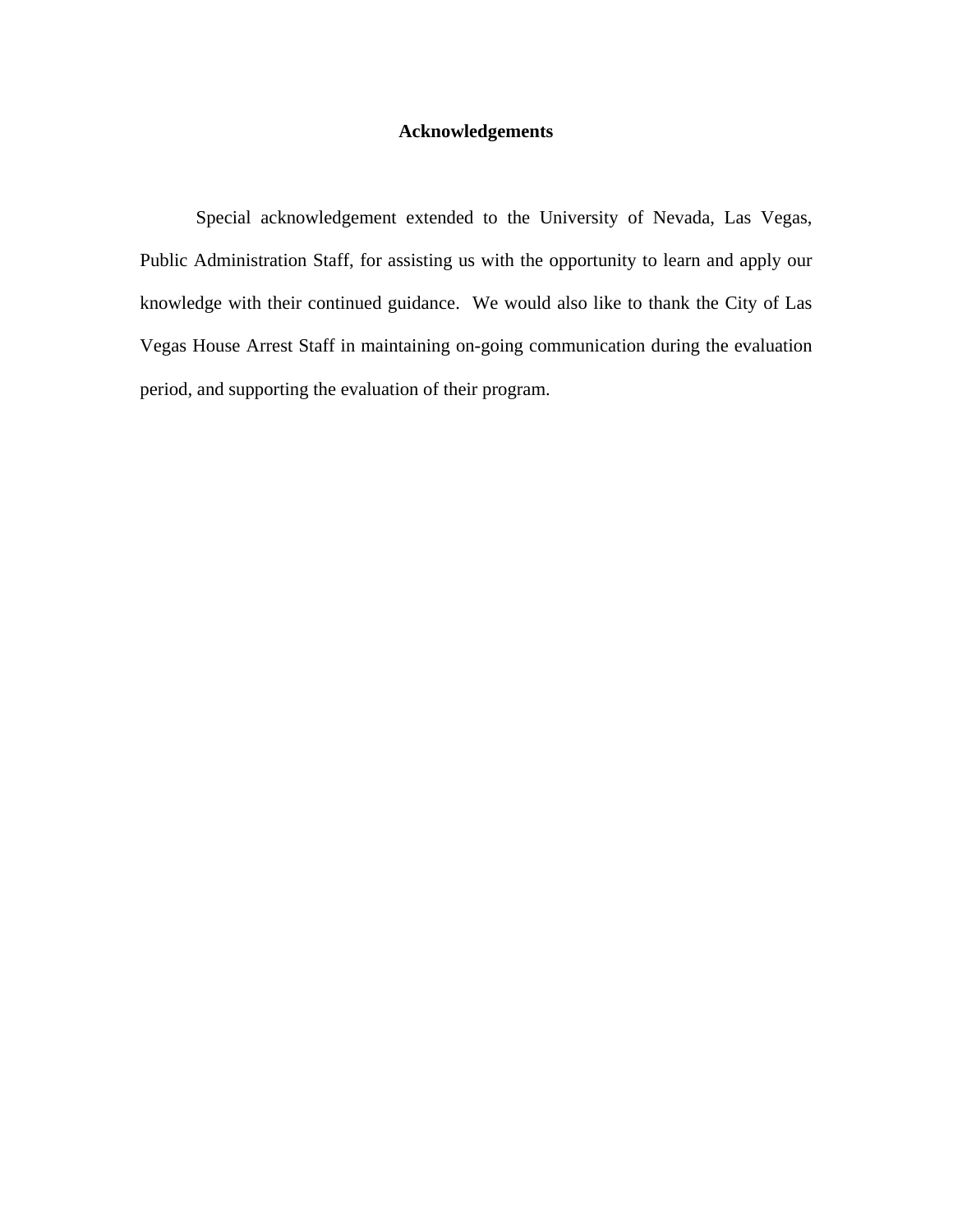# Acknowledgements

Special acknowledgement extended to the University of Nevada, Las Vegas, Public Administration Staff, for assisting us with the opportunity to learn and apply our knowledge with their continued guidance. We would also like to thank the City of Las Vegas House Arrest Staff in maintaining on-going communication during the evaluation period, and supporting the evaluation of their program.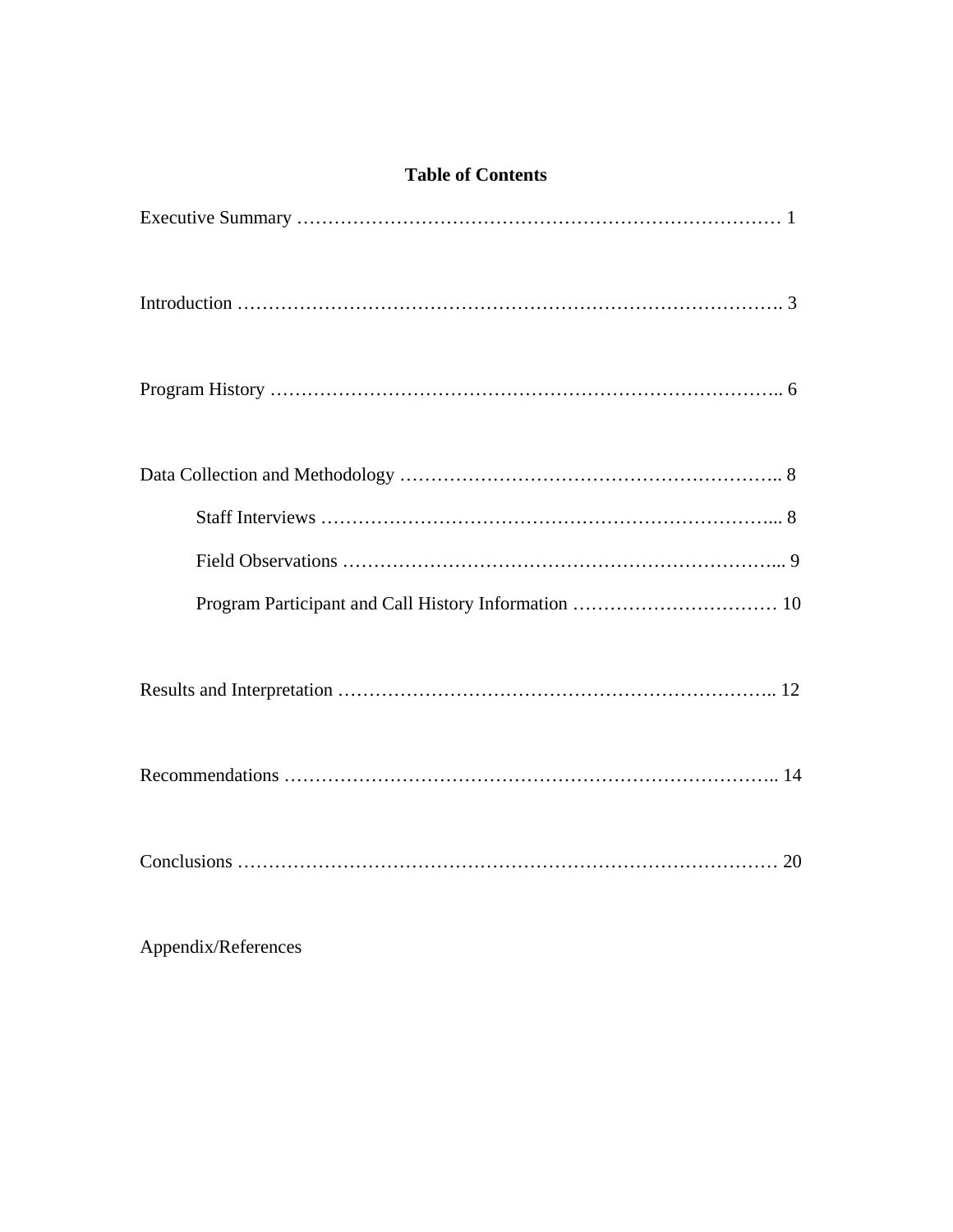# Table of Contents

Executive Summary ………………………………………………………………… 1

Introduction ………………………………………………………………………. 3

Program History ………………………………………………………………….. 6

Data Collection and Methodology …………………………………………………….. 8

- Staff Interviews ……………………………………………………………... 8
- Field Observations …………………………………………………………... 9
- Program Participant and Call History Information …………………………… 10

Results and Interpretation …………………………………………………………….. 12

Recommendations …………………………………………………………………….. 14

Conclusions ………………………………………………………………………… 20

Appendix/References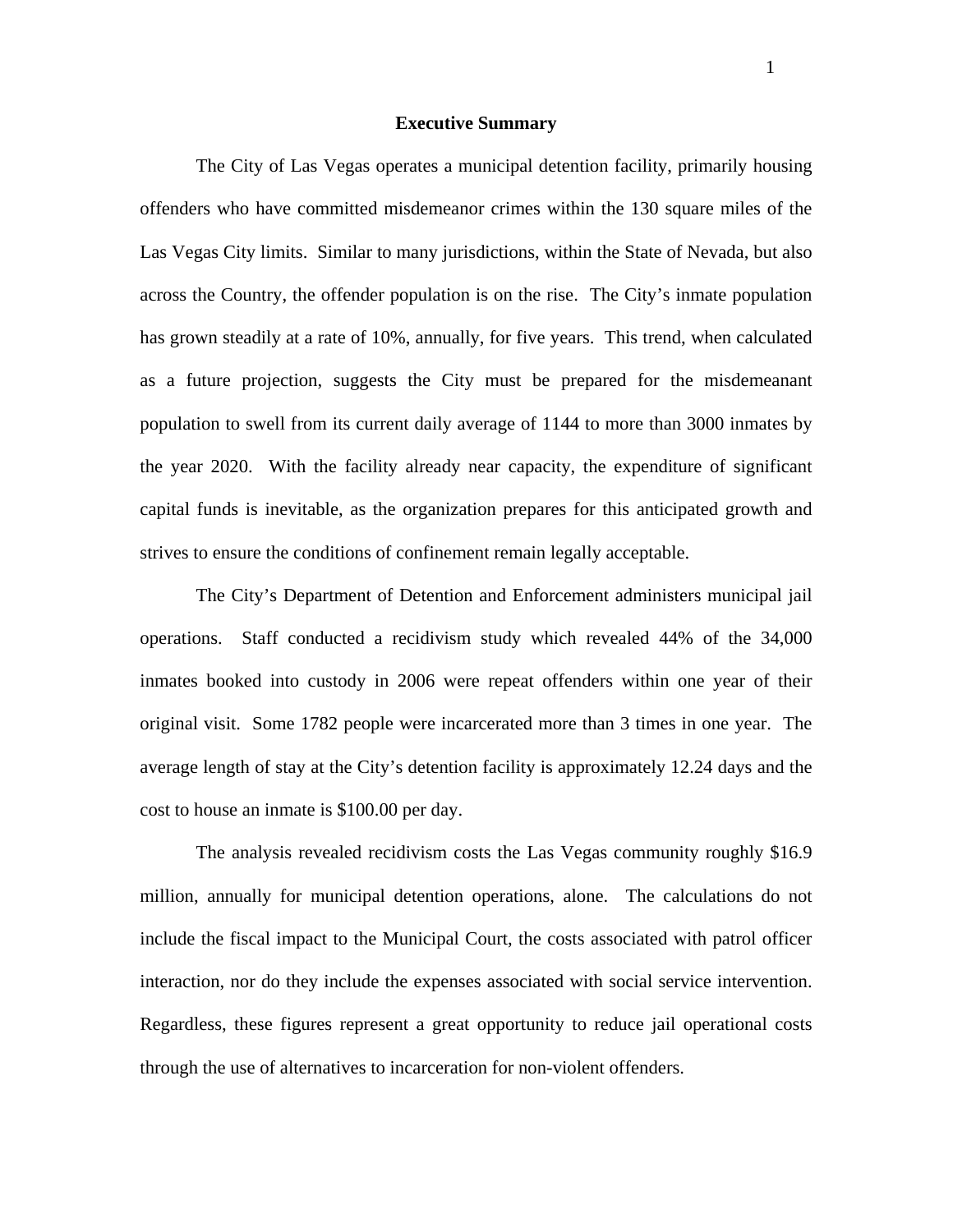## Executive Summary

The City of Las Vegas operates a municipal detention facility, primarily housing offenders who have committed misdemeanor crimes within the 130 square miles of the Las Vegas City limits. Similar to many jurisdictions, within the State of Nevada, but also across the Country, the offender population is on the rise. The City's inmate population has grown steadily at a rate of 10%, annually, for five years. This trend, when calculated as a future projection, suggests the City must be prepared for the misdemeanant population to swell from its current daily average of 1144 to more than 3000 inmates by the year 2020. With the facility already near capacity, the expenditure of significant capital funds is inevitable, as the organization prepares for this anticipated growth and strives to ensure the conditions of confinement remain legally acceptable.

The City's Department of Detention and Enforcement administers municipal jail operations. Staff conducted a recidivism study which revealed 44% of the 34,000 inmates booked into custody in 2006 were repeat offenders within one year of their original visit. Some 1782 people were incarcerated more than 3 times in one year. The average length of stay at the City's detention facility is approximately 12.24 days and the cost to house an inmate is $100.00 per day.

The analysis revealed recidivism costs the Las Vegas community roughly $16.9 million, annually for municipal detention operations, alone. The calculations do not include the fiscal impact to the Municipal Court, the costs associated with patrol officer interaction, nor do they include the expenses associated with social service intervention. Regardless, these figures represent a great opportunity to reduce jail operational costs through the use of alternatives to incarceration for non-violent offenders.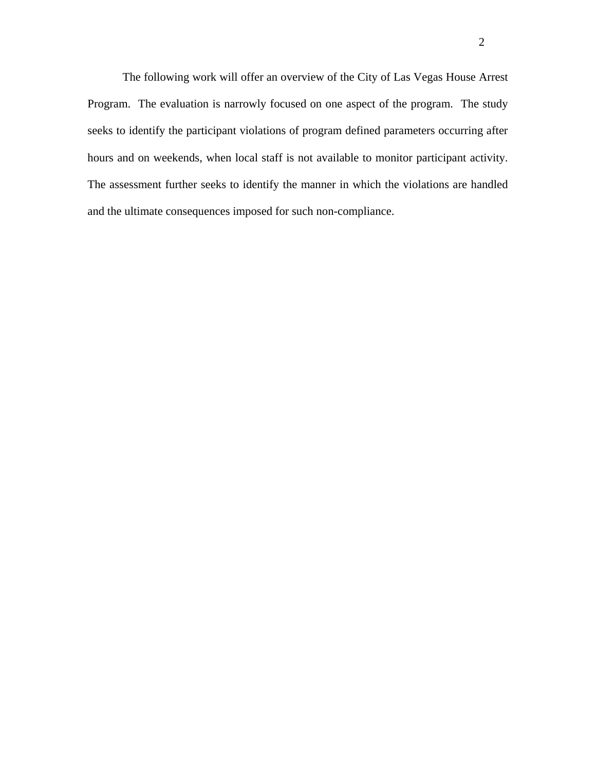The following work will offer an overview of the City of Las Vegas House Arrest Program. The evaluation is narrowly focused on one aspect of the program. The study seeks to identify the participant violations of program defined parameters occurring after hours and on weekends, when local staff is not available to monitor participant activity. The assessment further seeks to identify the manner in which the violations are handled and the ultimate consequences imposed for such non-compliance.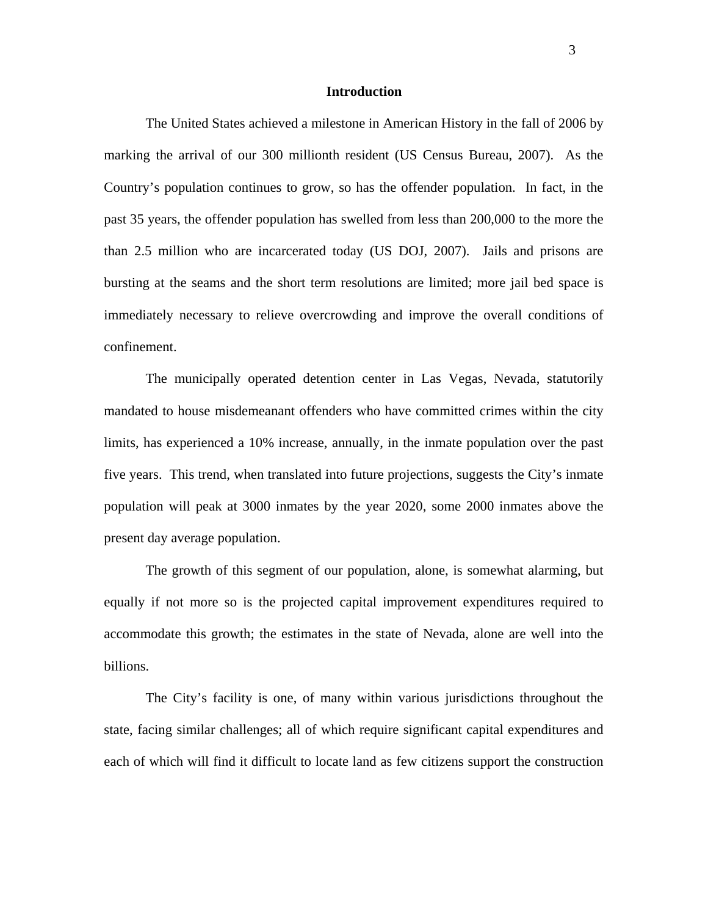# Introduction

The United States achieved a milestone in American History in the fall of 2006 by marking the arrival of our 300 millionth resident (US Census Bureau, 2007). As the Country's population continues to grow, so has the offender population. In fact, in the past 35 years, the offender population has swelled from less than 200,000 to the more the than 2.5 million who are incarcerated today (US DOJ, 2007). Jails and prisons are bursting at the seams and the short term resolutions are limited; more jail bed space is immediately necessary to relieve overcrowding and improve the overall conditions of confinement.

The municipally operated detention center in Las Vegas, Nevada, statutorily mandated to house misdemeanant offenders who have committed crimes within the city limits, has experienced a 10% increase, annually, in the inmate population over the past five years. This trend, when translated into future projections, suggests the City's inmate population will peak at 3000 inmates by the year 2020, some 2000 inmates above the present day average population.

The growth of this segment of our population, alone, is somewhat alarming, but equally if not more so is the projected capital improvement expenditures required to accommodate this growth; the estimates in the state of Nevada, alone are well into the billions.

The City's facility is one, of many within various jurisdictions throughout the state, facing similar challenges; all of which require significant capital expenditures and each of which will find it difficult to locate land as few citizens support the construction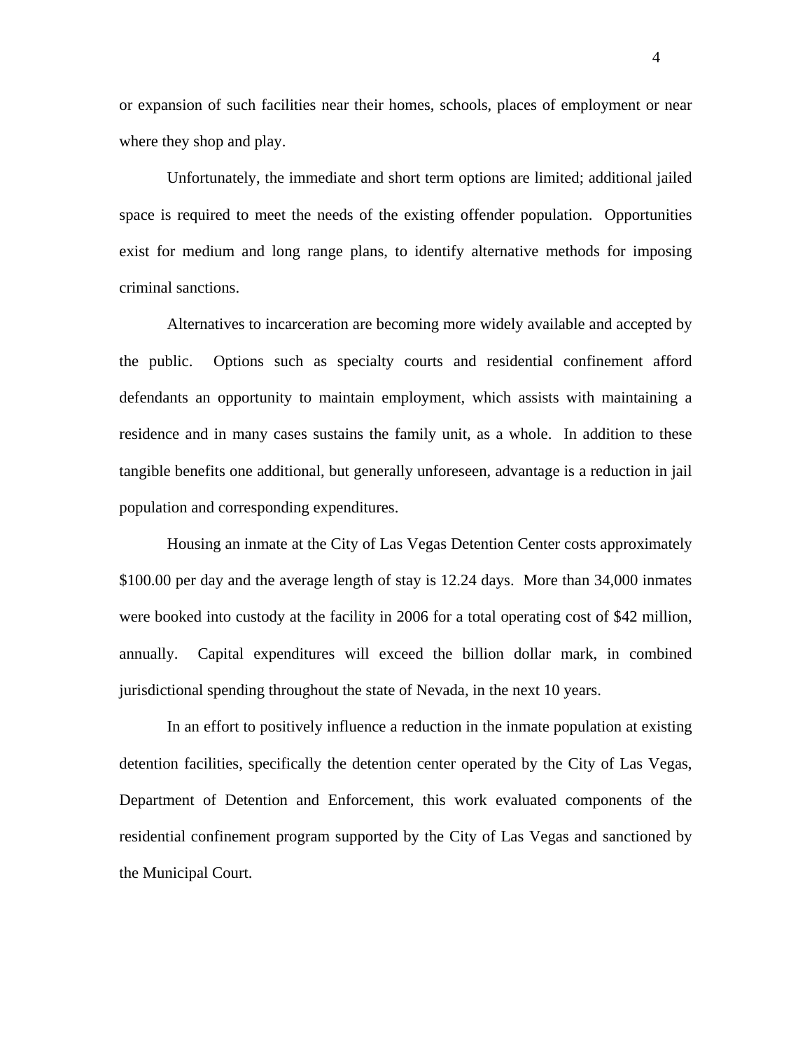or expansion of such facilities near their homes, schools, places of employment or near where they shop and play.

Unfortunately, the immediate and short term options are limited; additional jailed space is required to meet the needs of the existing offender population. Opportunities exist for medium and long range plans, to identify alternative methods for imposing criminal sanctions.

Alternatives to incarceration are becoming more widely available and accepted by the public. Options such as specialty courts and residential confinement afford defendants an opportunity to maintain employment, which assists with maintaining a residence and in many cases sustains the family unit, as a whole. In addition to these tangible benefits one additional, but generally unforeseen, advantage is a reduction in jail population and corresponding expenditures.

Housing an inmate at the City of Las Vegas Detention Center costs approximately $100.00 per day and the average length of stay is 12.24 days. More than 34,000 inmates were booked into custody at the facility in 2006 for a total operating cost of $42 million, annually. Capital expenditures will exceed the billion dollar mark, in combined jurisdictional spending throughout the state of Nevada, in the next 10 years.

In an effort to positively influence a reduction in the inmate population at existing detention facilities, specifically the detention center operated by the City of Las Vegas, Department of Detention and Enforcement, this work evaluated components of the residential confinement program supported by the City of Las Vegas and sanctioned by the Municipal Court.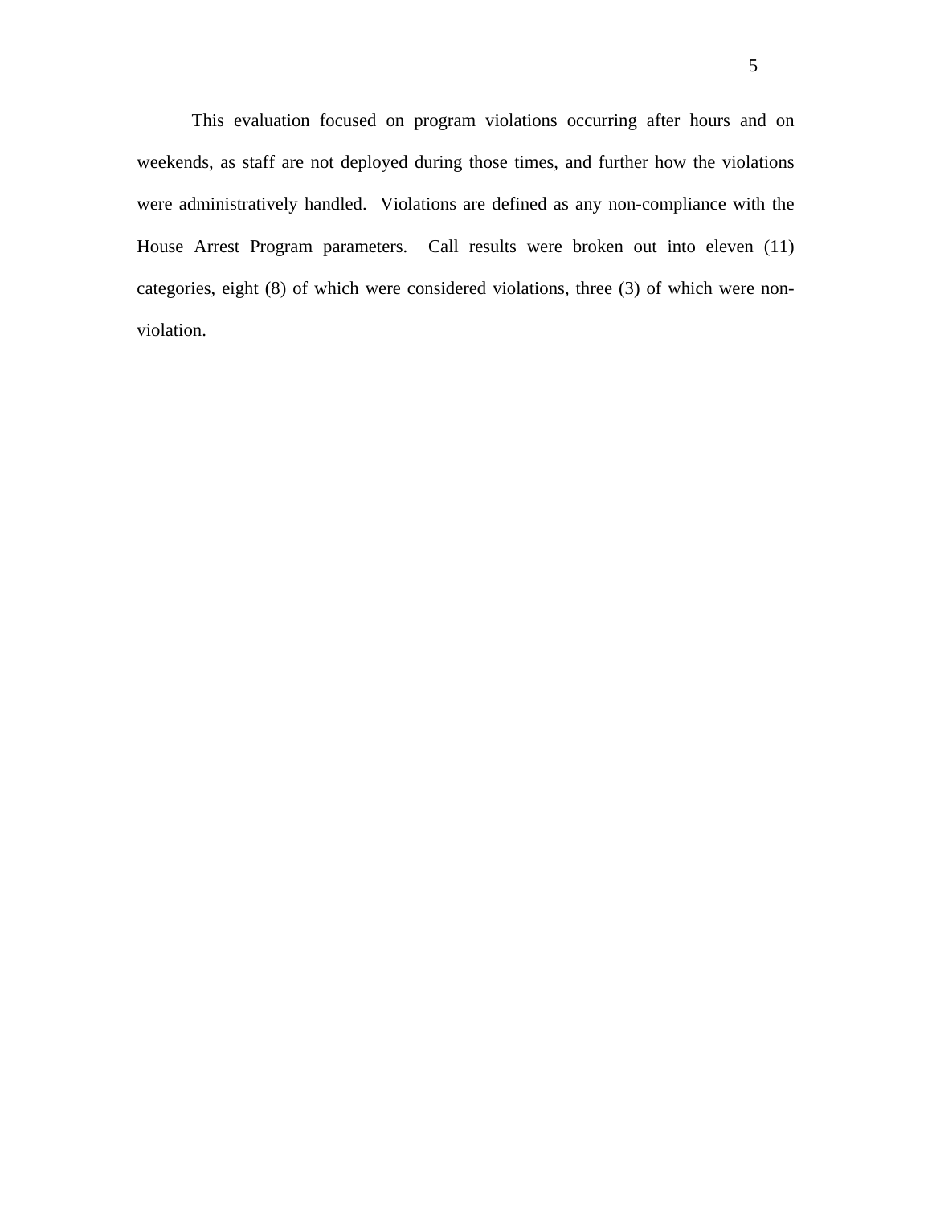This evaluation focused on program violations occurring after hours and on weekends, as staff are not deployed during those times, and further how the violations were administratively handled. Violations are defined as any non-compliance with the House Arrest Program parameters. Call results were broken out into eleven (11) categories, eight (8) of which were considered violations, three (3) of which were non-violation.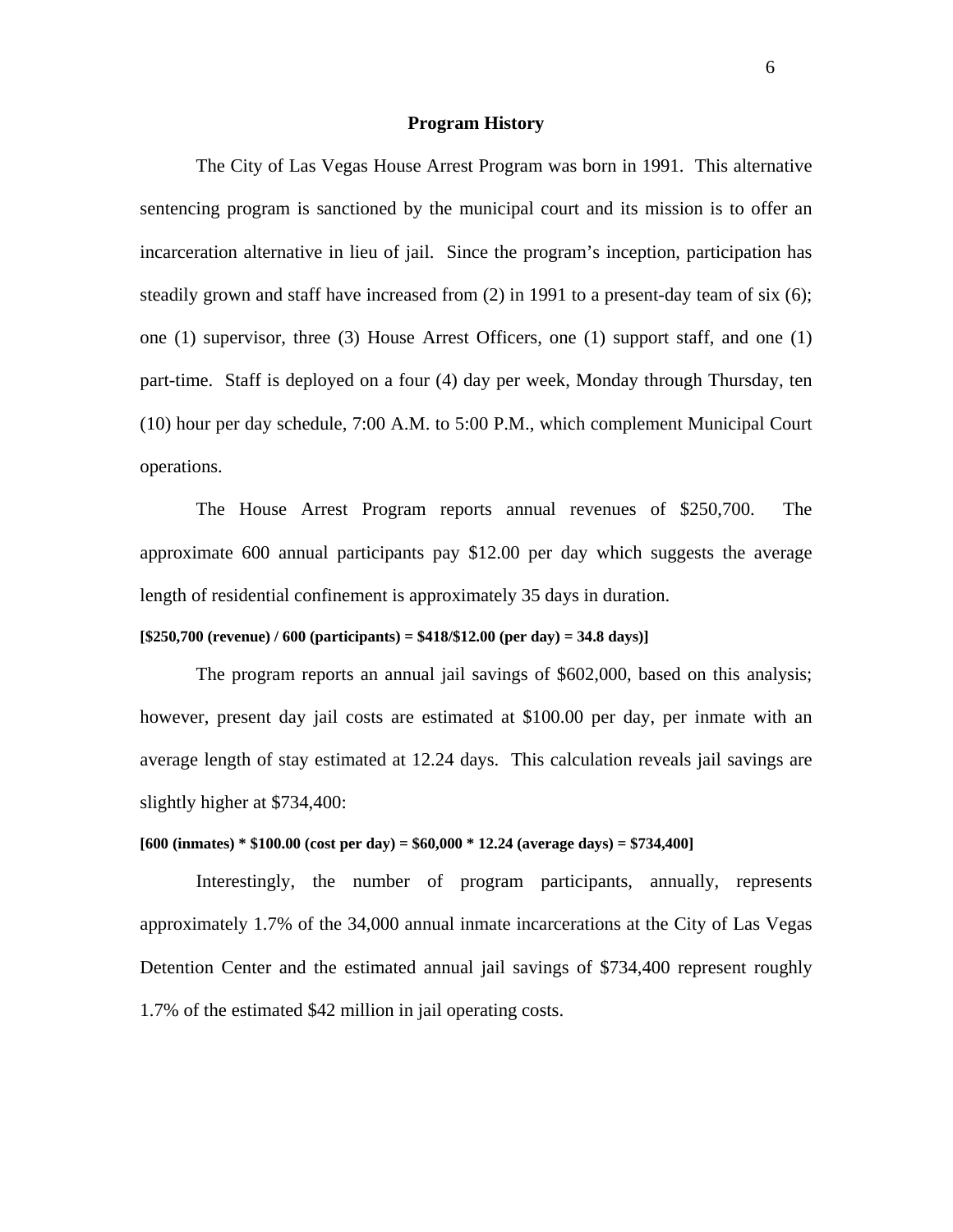## Program History

The City of Las Vegas House Arrest Program was born in 1991. This alternative sentencing program is sanctioned by the municipal court and its mission is to offer an incarceration alternative in lieu of jail. Since the program's inception, participation has steadily grown and staff have increased from (2) in 1991 to a present-day team of six (6); one (1) supervisor, three (3) House Arrest Officers, one (1) support staff, and one (1) part-time. Staff is deployed on a four (4) day per week, Monday through Thursday, ten (10) hour per day schedule, 7:00 A.M. to 5:00 P.M., which complement Municipal Court operations.

The House Arrest Program reports annual revenues of $250,700. The approximate 600 annual participants pay $12.00 per day which suggests the average length of residential confinement is approximately 35 days in duration.

**[$250,700 (revenue) / 600 (participants) = $418/$12.00 (per day) = 34.8 days)]**

The program reports an annual jail savings of $602,000, based on this analysis; however, present day jail costs are estimated at $100.00 per day, per inmate with an average length of stay estimated at 12.24 days. This calculation reveals jail savings are slightly higher at $734,400:

**[600 (inmates) * $100.00 (cost per day) = $60,000 * 12.24 (average days) = $734,400]**

Interestingly, the number of program participants, annually, represents approximately 1.7% of the 34,000 annual inmate incarcerations at the City of Las Vegas Detention Center and the estimated annual jail savings of $734,400 represent roughly 1.7% of the estimated $42 million in jail operating costs.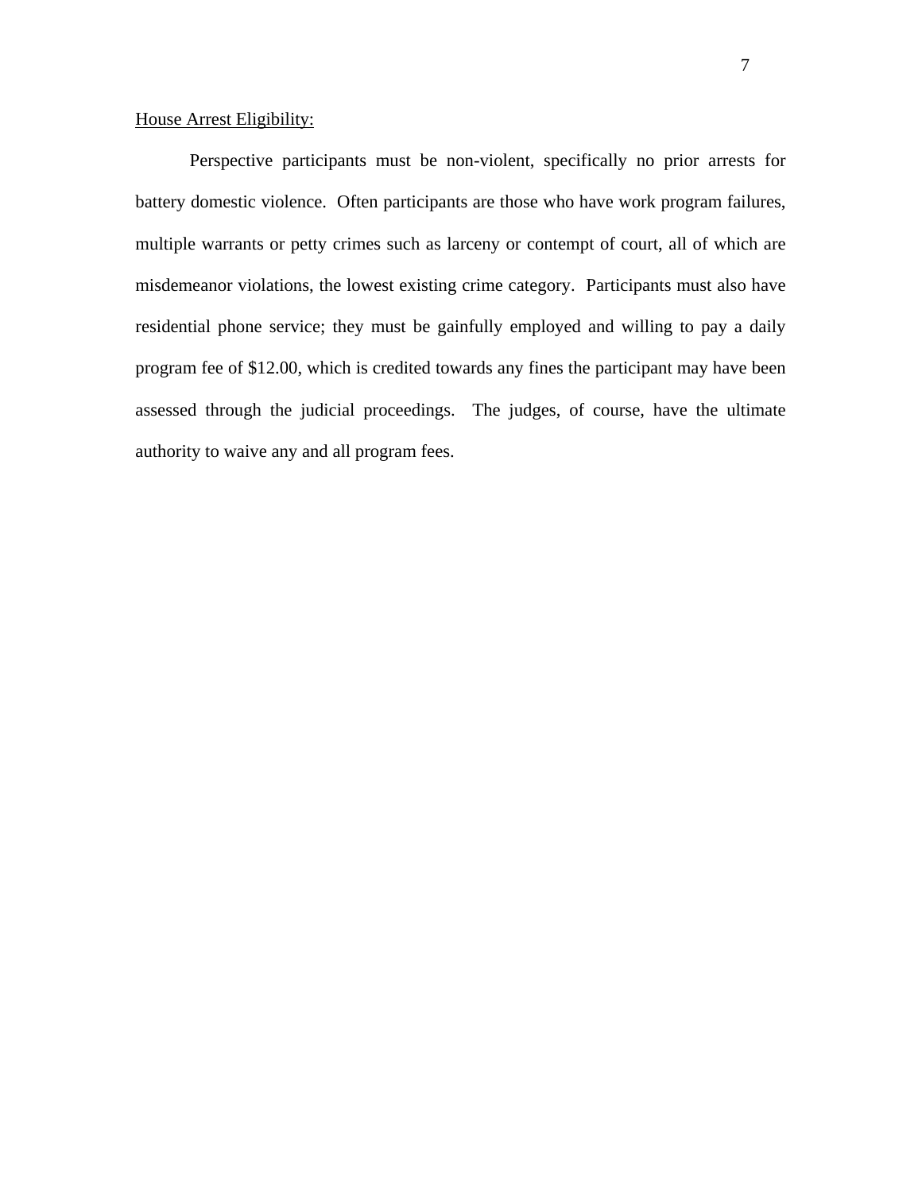<u>House Arrest Eligibility:</u>

Perspective participants must be non-violent, specifically no prior arrests for battery domestic violence. Often participants are those who have work program failures, multiple warrants or petty crimes such as larceny or contempt of court, all of which are misdemeanor violations, the lowest existing crime category. Participants must also have residential phone service; they must be gainfully employed and willing to pay a daily program fee of $12.00, which is credited towards any fines the participant may have been assessed through the judicial proceedings. The judges, of course, have the ultimate authority to waive any and all program fees.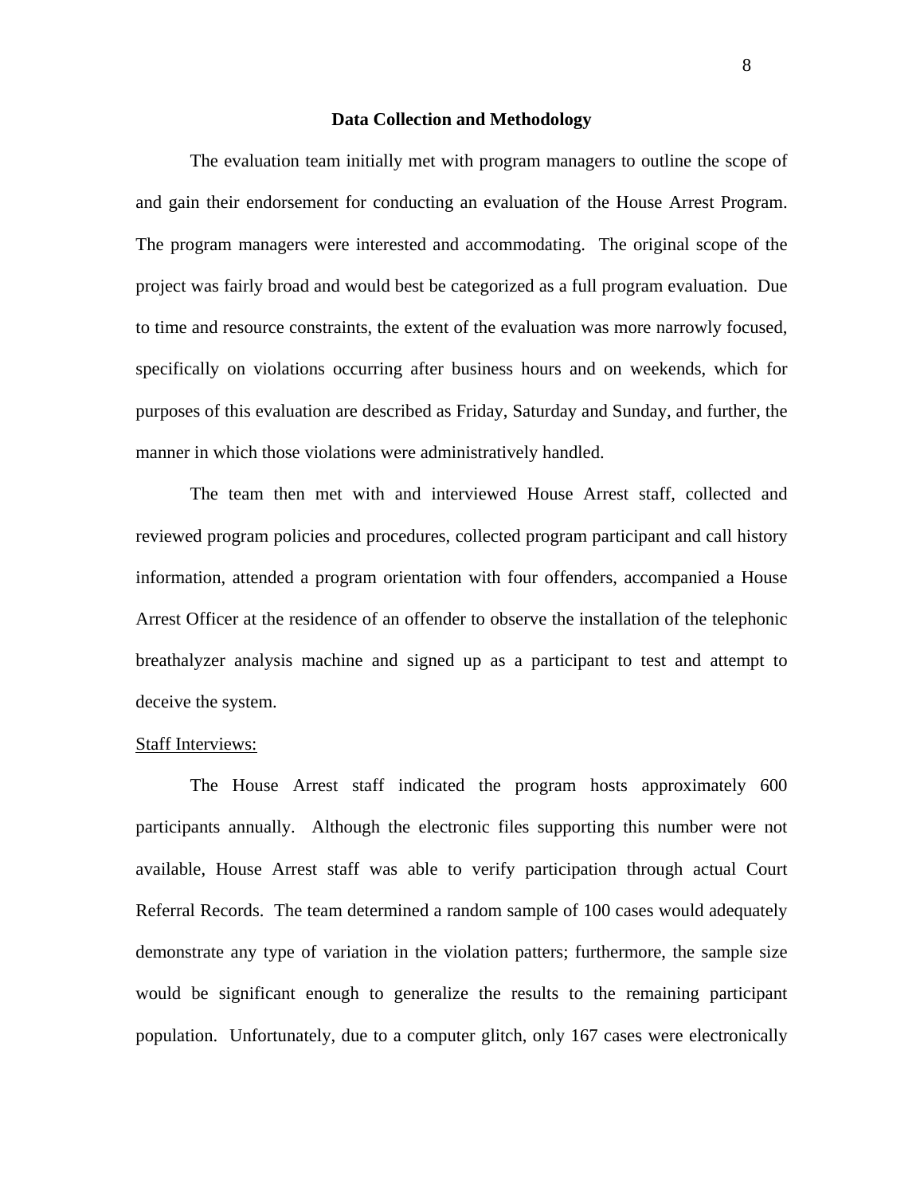## Data Collection and Methodology

The evaluation team initially met with program managers to outline the scope of and gain their endorsement for conducting an evaluation of the House Arrest Program. The program managers were interested and accommodating. The original scope of the project was fairly broad and would best be categorized as a full program evaluation. Due to time and resource constraints, the extent of the evaluation was more narrowly focused, specifically on violations occurring after business hours and on weekends, which for purposes of this evaluation are described as Friday, Saturday and Sunday, and further, the manner in which those violations were administratively handled.

The team then met with and interviewed House Arrest staff, collected and reviewed program policies and procedures, collected program participant and call history information, attended a program orientation with four offenders, accompanied a House Arrest Officer at the residence of an offender to observe the installation of the telephonic breathalyzer analysis machine and signed up as a participant to test and attempt to deceive the system.

<u>Staff Interviews:</u>

The House Arrest staff indicated the program hosts approximately 600 participants annually. Although the electronic files supporting this number were not available, House Arrest staff was able to verify participation through actual Court Referral Records. The team determined a random sample of 100 cases would adequately demonstrate any type of variation in the violation patters; furthermore, the sample size would be significant enough to generalize the results to the remaining participant population. Unfortunately, due to a computer glitch, only 167 cases were electronically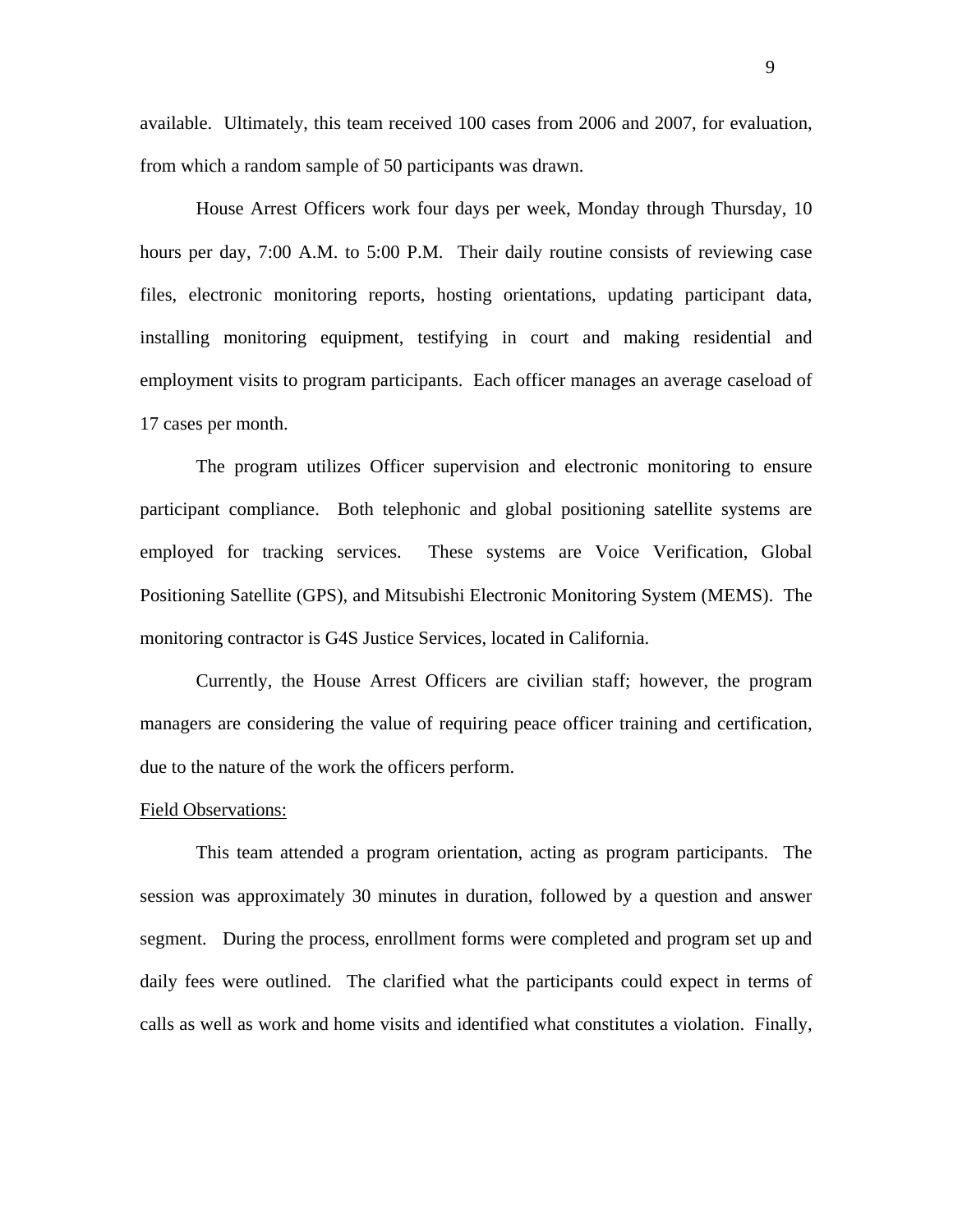available. Ultimately, this team received 100 cases from 2006 and 2007, for evaluation, from which a random sample of 50 participants was drawn.

House Arrest Officers work four days per week, Monday through Thursday, 10 hours per day, 7:00 A.M. to 5:00 P.M. Their daily routine consists of reviewing case files, electronic monitoring reports, hosting orientations, updating participant data, installing monitoring equipment, testifying in court and making residential and employment visits to program participants. Each officer manages an average caseload of 17 cases per month.

The program utilizes Officer supervision and electronic monitoring to ensure participant compliance. Both telephonic and global positioning satellite systems are employed for tracking services. These systems are Voice Verification, Global Positioning Satellite (GPS), and Mitsubishi Electronic Monitoring System (MEMS). The monitoring contractor is G4S Justice Services, located in California.

Currently, the House Arrest Officers are civilian staff; however, the program managers are considering the value of requiring peace officer training and certification, due to the nature of the work the officers perform.

<u>Field Observations:</u>

This team attended a program orientation, acting as program participants. The session was approximately 30 minutes in duration, followed by a question and answer segment. During the process, enrollment forms were completed and program set up and daily fees were outlined. The clarified what the participants could expect in terms of calls as well as work and home visits and identified what constitutes a violation. Finally,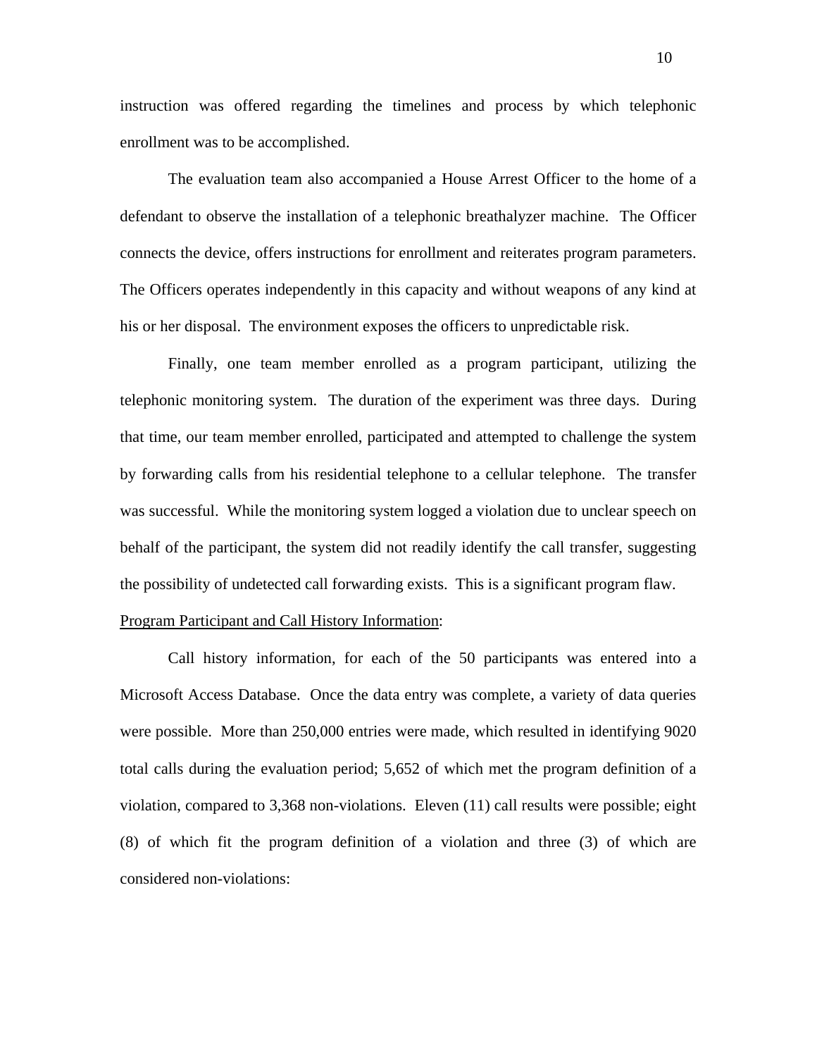instruction was offered regarding the timelines and process by which telephonic enrollment was to be accomplished.

The evaluation team also accompanied a House Arrest Officer to the home of a defendant to observe the installation of a telephonic breathalyzer machine. The Officer connects the device, offers instructions for enrollment and reiterates program parameters. The Officers operates independently in this capacity and without weapons of any kind at his or her disposal. The environment exposes the officers to unpredictable risk.

Finally, one team member enrolled as a program participant, utilizing the telephonic monitoring system. The duration of the experiment was three days. During that time, our team member enrolled, participated and attempted to challenge the system by forwarding calls from his residential telephone to a cellular telephone. The transfer was successful. While the monitoring system logged a violation due to unclear speech on behalf of the participant, the system did not readily identify the call transfer, suggesting the possibility of undetected call forwarding exists. This is a significant program flaw.

<u>Program Participant and Call History Information</u>:

Call history information, for each of the 50 participants was entered into a Microsoft Access Database. Once the data entry was complete, a variety of data queries were possible. More than 250,000 entries were made, which resulted in identifying 9020 total calls during the evaluation period; 5,652 of which met the program definition of a violation, compared to 3,368 non-violations. Eleven (11) call results were possible; eight (8) of which fit the program definition of a violation and three (3) of which are considered non-violations: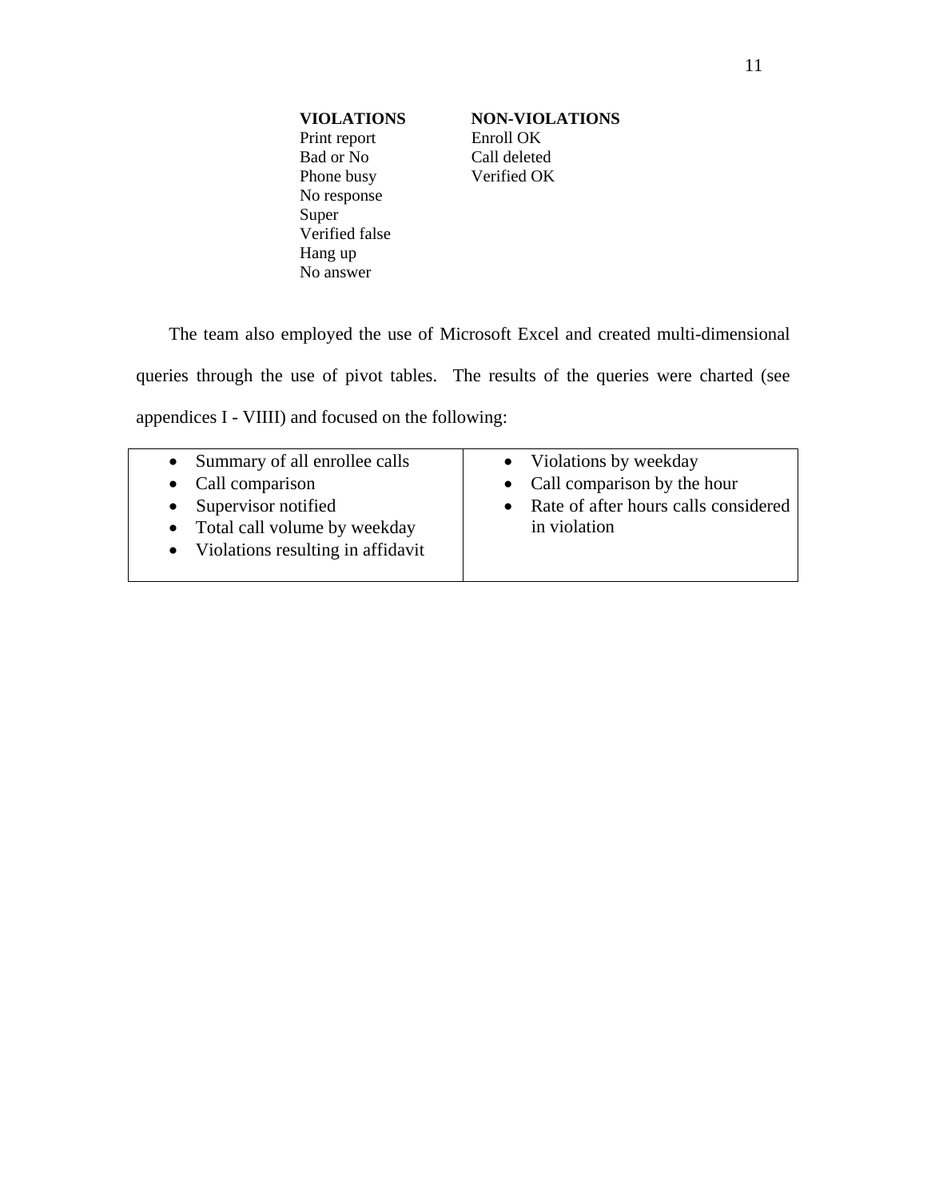| **VIOLATIONS** | **NON-VIOLATIONS** |
|---|---|
| Print report | Enroll OK |
| Bad or No | Call deleted |
| Phone busy | Verified OK |
| No response | |
| Super | |
| Verified false | |
| Hang up | |
| No answer | |

The team also employed the use of Microsoft Excel and created multi-dimensional queries through the use of pivot tables. The results of the queries were charted (see appendices I - VIIII) and focused on the following:

| | |
|---|---|
| • Summary of all enrollee calls<br>• Call comparison<br>• Supervisor notified<br>• Total call volume by weekday<br>• Violations resulting in affidavit | • Violations by weekday<br>• Call comparison by the hour<br>• Rate of after hours calls considered in violation |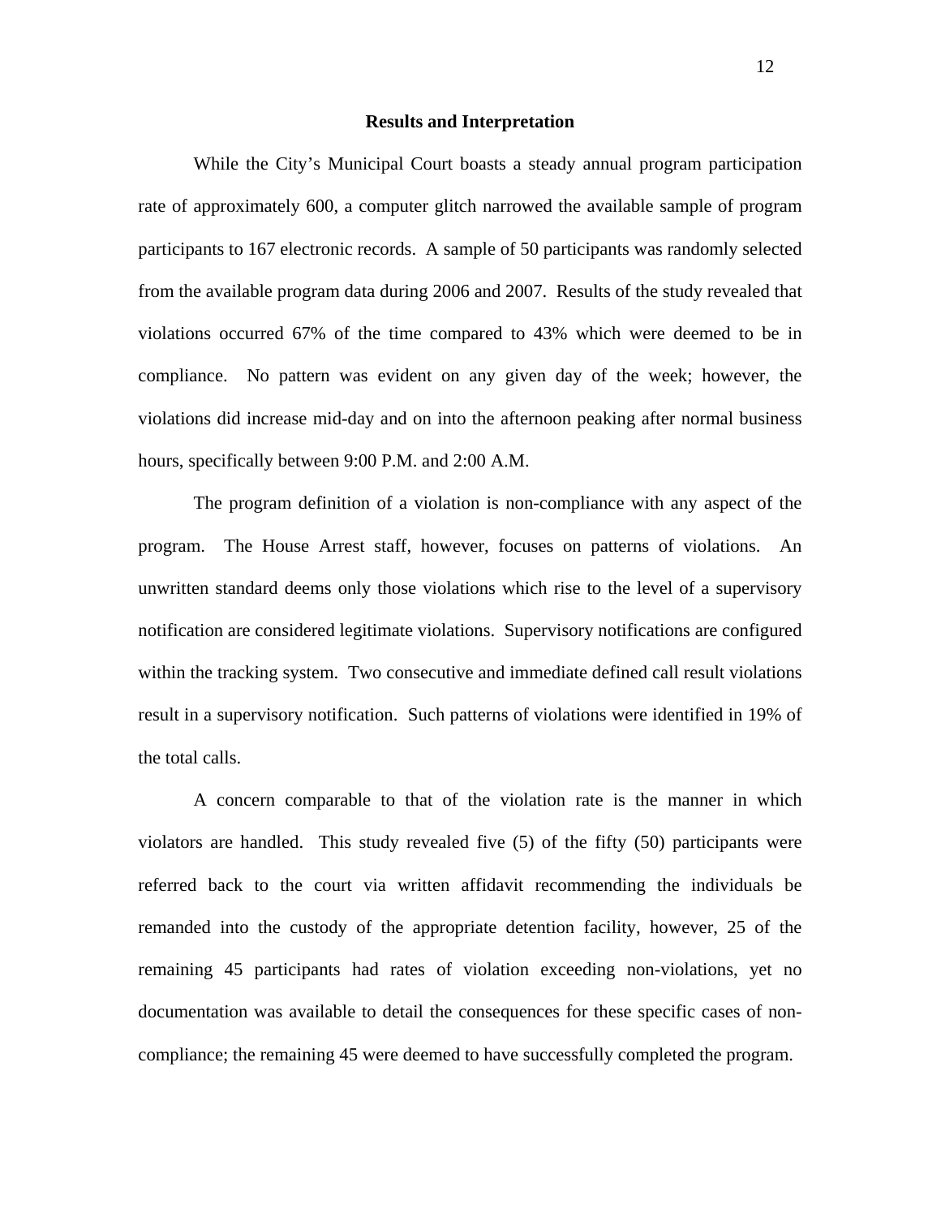## Results and Interpretation

While the City's Municipal Court boasts a steady annual program participation rate of approximately 600, a computer glitch narrowed the available sample of program participants to 167 electronic records. A sample of 50 participants was randomly selected from the available program data during 2006 and 2007. Results of the study revealed that violations occurred 67% of the time compared to 43% which were deemed to be in compliance. No pattern was evident on any given day of the week; however, the violations did increase mid-day and on into the afternoon peaking after normal business hours, specifically between 9:00 P.M. and 2:00 A.M.

The program definition of a violation is non-compliance with any aspect of the program. The House Arrest staff, however, focuses on patterns of violations. An unwritten standard deems only those violations which rise to the level of a supervisory notification are considered legitimate violations. Supervisory notifications are configured within the tracking system. Two consecutive and immediate defined call result violations result in a supervisory notification. Such patterns of violations were identified in 19% of the total calls.

A concern comparable to that of the violation rate is the manner in which violators are handled. This study revealed five (5) of the fifty (50) participants were referred back to the court via written affidavit recommending the individuals be remanded into the custody of the appropriate detention facility, however, 25 of the remaining 45 participants had rates of violation exceeding non-violations, yet no documentation was available to detail the consequences for these specific cases of non-compliance; the remaining 45 were deemed to have successfully completed the program.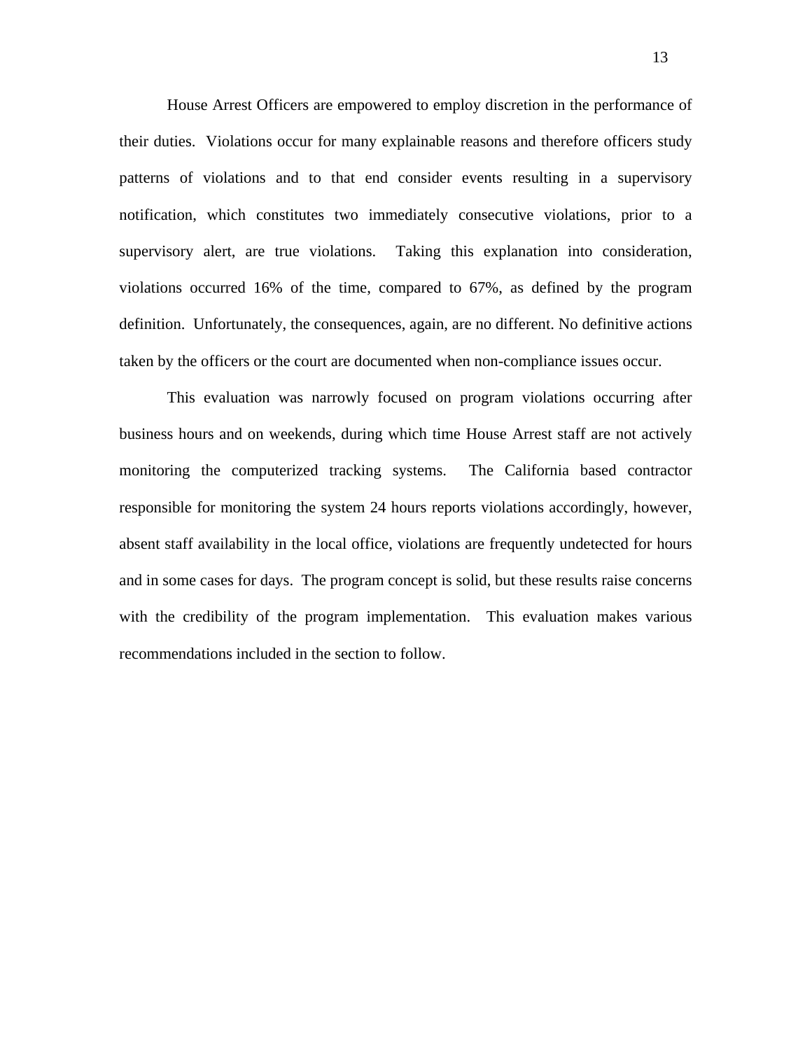House Arrest Officers are empowered to employ discretion in the performance of their duties. Violations occur for many explainable reasons and therefore officers study patterns of violations and to that end consider events resulting in a supervisory notification, which constitutes two immediately consecutive violations, prior to a supervisory alert, are true violations. Taking this explanation into consideration, violations occurred 16% of the time, compared to 67%, as defined by the program definition. Unfortunately, the consequences, again, are no different. No definitive actions taken by the officers or the court are documented when non-compliance issues occur.

This evaluation was narrowly focused on program violations occurring after business hours and on weekends, during which time House Arrest staff are not actively monitoring the computerized tracking systems. The California based contractor responsible for monitoring the system 24 hours reports violations accordingly, however, absent staff availability in the local office, violations are frequently undetected for hours and in some cases for days. The program concept is solid, but these results raise concerns with the credibility of the program implementation. This evaluation makes various recommendations included in the section to follow.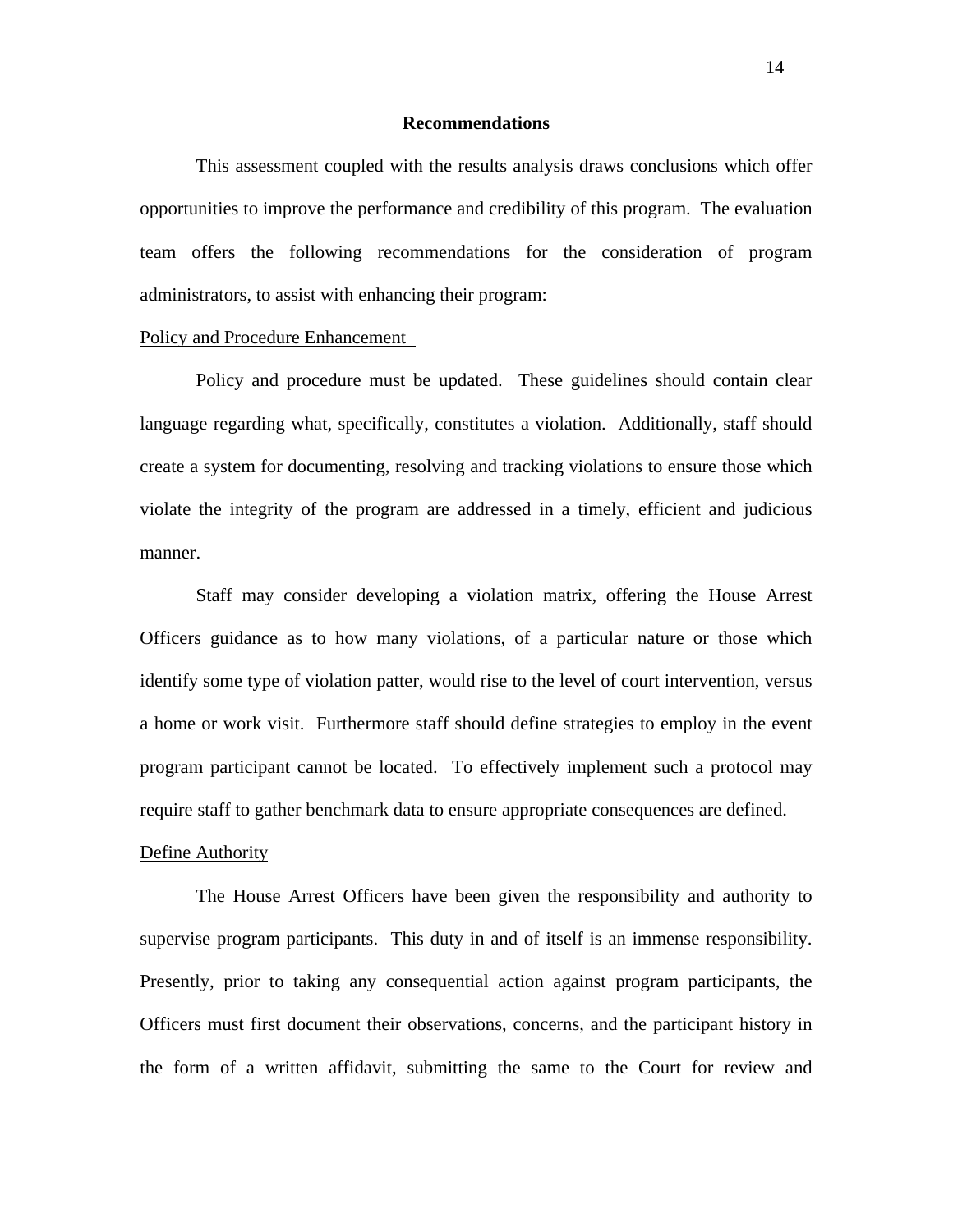## Recommendations

This assessment coupled with the results analysis draws conclusions which offer opportunities to improve the performance and credibility of this program. The evaluation team offers the following recommendations for the consideration of program administrators, to assist with enhancing their program:

Policy and Procedure Enhancement

Policy and procedure must be updated. These guidelines should contain clear language regarding what, specifically, constitutes a violation. Additionally, staff should create a system for documenting, resolving and tracking violations to ensure those which violate the integrity of the program are addressed in a timely, efficient and judicious manner.

Staff may consider developing a violation matrix, offering the House Arrest Officers guidance as to how many violations, of a particular nature or those which identify some type of violation patter, would rise to the level of court intervention, versus a home or work visit. Furthermore staff should define strategies to employ in the event program participant cannot be located. To effectively implement such a protocol may require staff to gather benchmark data to ensure appropriate consequences are defined.

Define Authority

The House Arrest Officers have been given the responsibility and authority to supervise program participants. This duty in and of itself is an immense responsibility. Presently, prior to taking any consequential action against program participants, the Officers must first document their observations, concerns, and the participant history in the form of a written affidavit, submitting the same to the Court for review and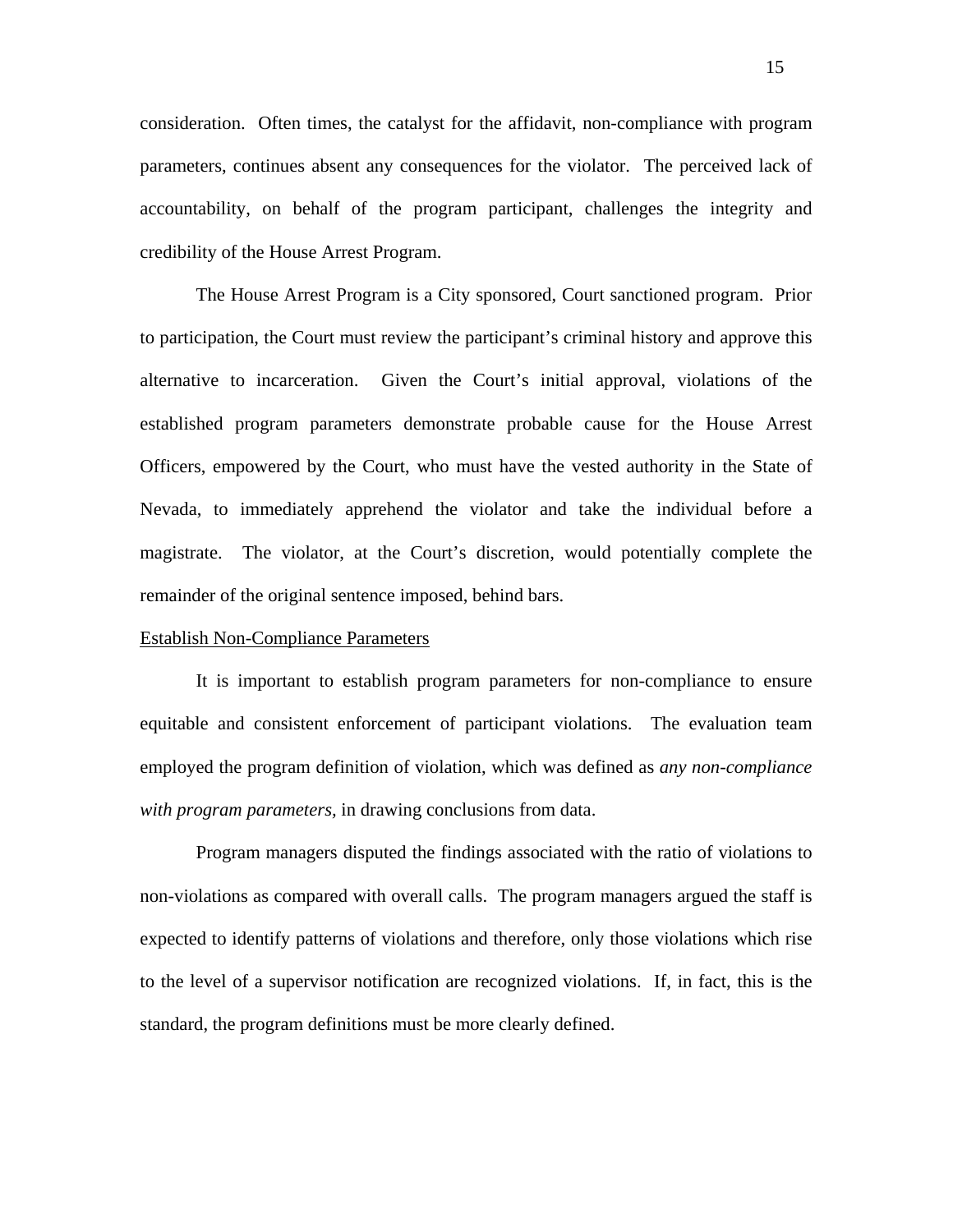consideration. Often times, the catalyst for the affidavit, non-compliance with program parameters, continues absent any consequences for the violator. The perceived lack of accountability, on behalf of the program participant, challenges the integrity and credibility of the House Arrest Program.

The House Arrest Program is a City sponsored, Court sanctioned program. Prior to participation, the Court must review the participant's criminal history and approve this alternative to incarceration. Given the Court's initial approval, violations of the established program parameters demonstrate probable cause for the House Arrest Officers, empowered by the Court, who must have the vested authority in the State of Nevada, to immediately apprehend the violator and take the individual before a magistrate. The violator, at the Court's discretion, would potentially complete the remainder of the original sentence imposed, behind bars.

<u>Establish Non-Compliance Parameters</u>

It is important to establish program parameters for non-compliance to ensure equitable and consistent enforcement of participant violations. The evaluation team employed the program definition of violation, which was defined as *any non-compliance with program parameters,* in drawing conclusions from data.

Program managers disputed the findings associated with the ratio of violations to non-violations as compared with overall calls. The program managers argued the staff is expected to identify patterns of violations and therefore, only those violations which rise to the level of a supervisor notification are recognized violations. If, in fact, this is the standard, the program definitions must be more clearly defined.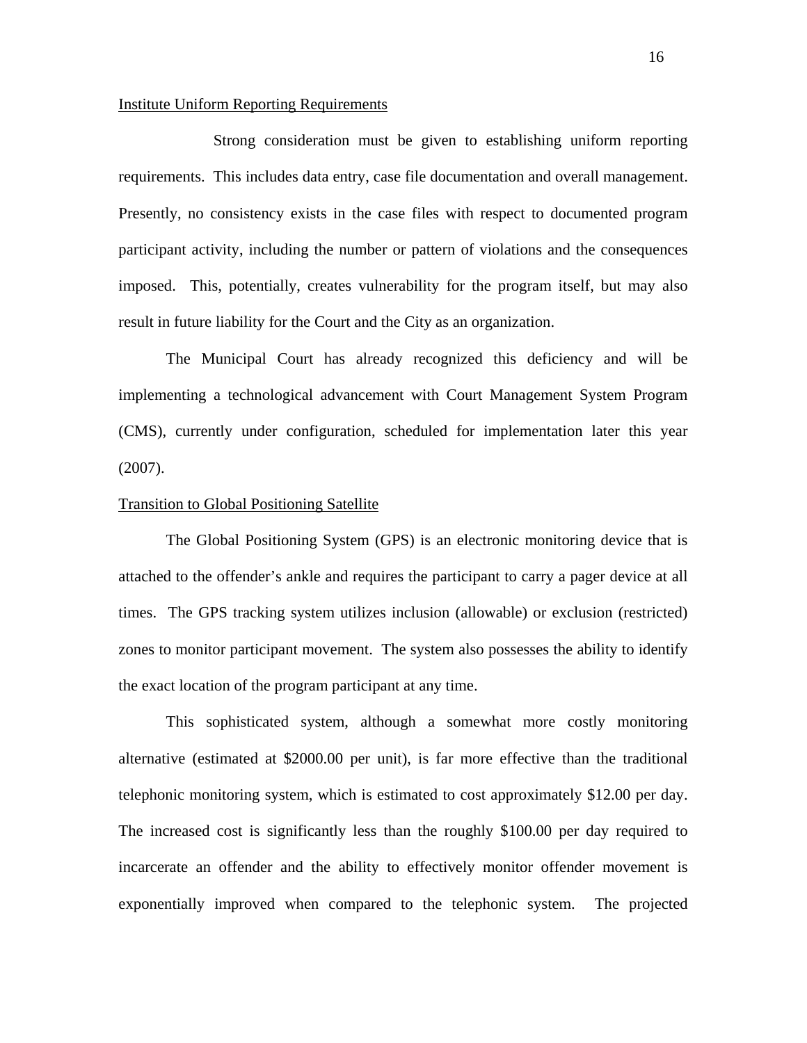## Institute Uniform Reporting Requirements

Strong consideration must be given to establishing uniform reporting requirements. This includes data entry, case file documentation and overall management. Presently, no consistency exists in the case files with respect to documented program participant activity, including the number or pattern of violations and the consequences imposed. This, potentially, creates vulnerability for the program itself, but may also result in future liability for the Court and the City as an organization.

The Municipal Court has already recognized this deficiency and will be implementing a technological advancement with Court Management System Program (CMS), currently under configuration, scheduled for implementation later this year (2007).

## Transition to Global Positioning Satellite

The Global Positioning System (GPS) is an electronic monitoring device that is attached to the offender's ankle and requires the participant to carry a pager device at all times. The GPS tracking system utilizes inclusion (allowable) or exclusion (restricted) zones to monitor participant movement. The system also possesses the ability to identify the exact location of the program participant at any time.

This sophisticated system, although a somewhat more costly monitoring alternative (estimated at $2000.00 per unit), is far more effective than the traditional telephonic monitoring system, which is estimated to cost approximately $12.00 per day. The increased cost is significantly less than the roughly $100.00 per day required to incarcerate an offender and the ability to effectively monitor offender movement is exponentially improved when compared to the telephonic system. The projected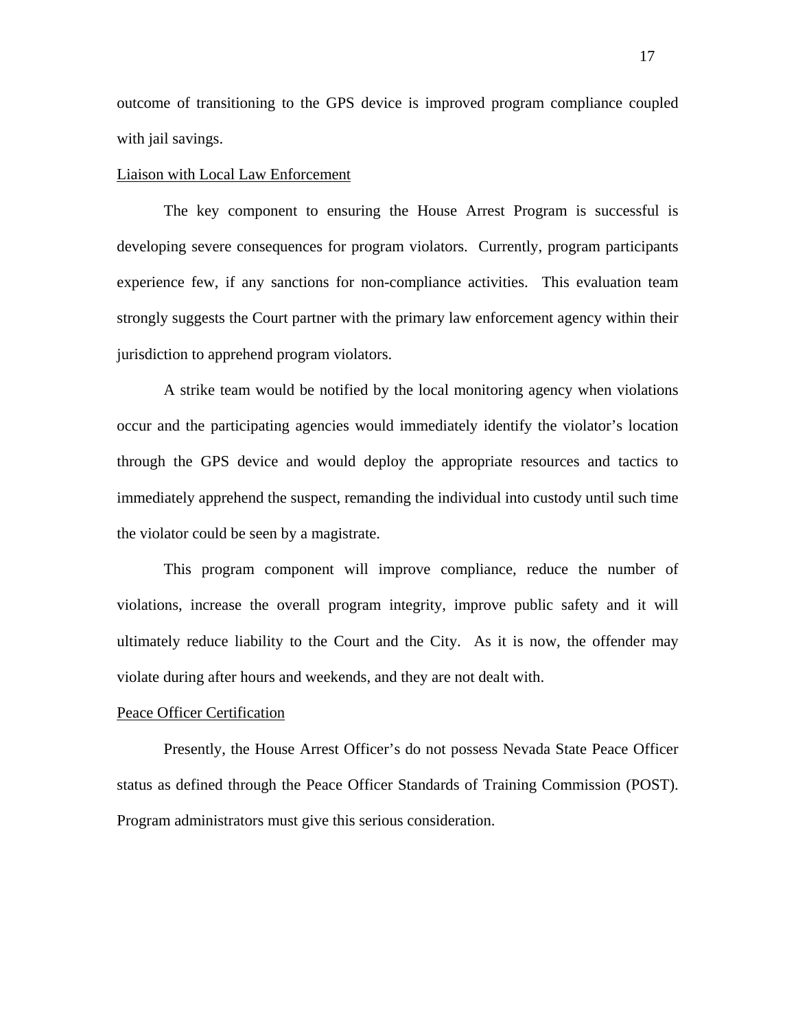outcome of transitioning to the GPS device is improved program compliance coupled with jail savings.

<u>Liaison with Local Law Enforcement</u>

The key component to ensuring the House Arrest Program is successful is developing severe consequences for program violators. Currently, program participants experience few, if any sanctions for non-compliance activities. This evaluation team strongly suggests the Court partner with the primary law enforcement agency within their jurisdiction to apprehend program violators.

A strike team would be notified by the local monitoring agency when violations occur and the participating agencies would immediately identify the violator's location through the GPS device and would deploy the appropriate resources and tactics to immediately apprehend the suspect, remanding the individual into custody until such time the violator could be seen by a magistrate.

This program component will improve compliance, reduce the number of violations, increase the overall program integrity, improve public safety and it will ultimately reduce liability to the Court and the City. As it is now, the offender may violate during after hours and weekends, and they are not dealt with.

<u>Peace Officer Certification</u>

Presently, the House Arrest Officer's do not possess Nevada State Peace Officer status as defined through the Peace Officer Standards of Training Commission (POST). Program administrators must give this serious consideration.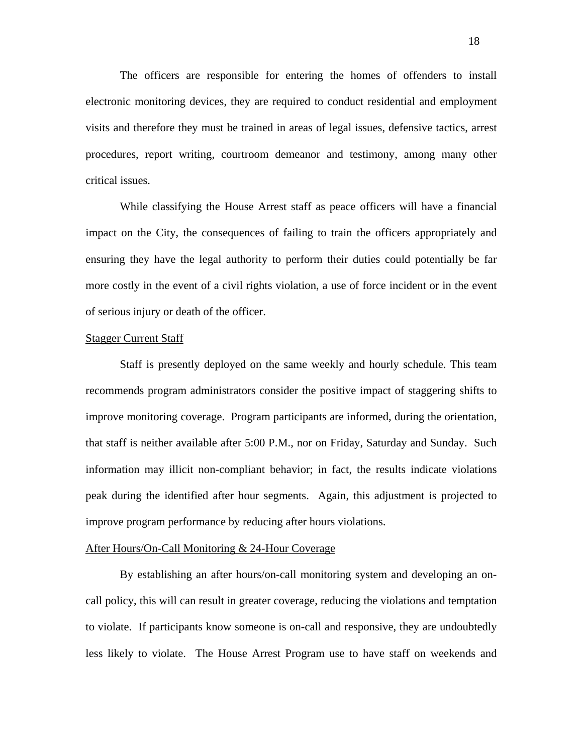The officers are responsible for entering the homes of offenders to install electronic monitoring devices, they are required to conduct residential and employment visits and therefore they must be trained in areas of legal issues, defensive tactics, arrest procedures, report writing, courtroom demeanor and testimony, among many other critical issues.

While classifying the House Arrest staff as peace officers will have a financial impact on the City, the consequences of failing to train the officers appropriately and ensuring they have the legal authority to perform their duties could potentially be far more costly in the event of a civil rights violation, a use of force incident or in the event of serious injury or death of the officer.

<u>Stagger Current Staff</u>

Staff is presently deployed on the same weekly and hourly schedule. This team recommends program administrators consider the positive impact of staggering shifts to improve monitoring coverage. Program participants are informed, during the orientation, that staff is neither available after 5:00 P.M., nor on Friday, Saturday and Sunday. Such information may illicit non-compliant behavior; in fact, the results indicate violations peak during the identified after hour segments. Again, this adjustment is projected to improve program performance by reducing after hours violations.

<u>After Hours/On-Call Monitoring & 24-Hour Coverage</u>

By establishing an after hours/on-call monitoring system and developing an on-call policy, this will can result in greater coverage, reducing the violations and temptation to violate. If participants know someone is on-call and responsive, they are undoubtedly less likely to violate. The House Arrest Program use to have staff on weekends and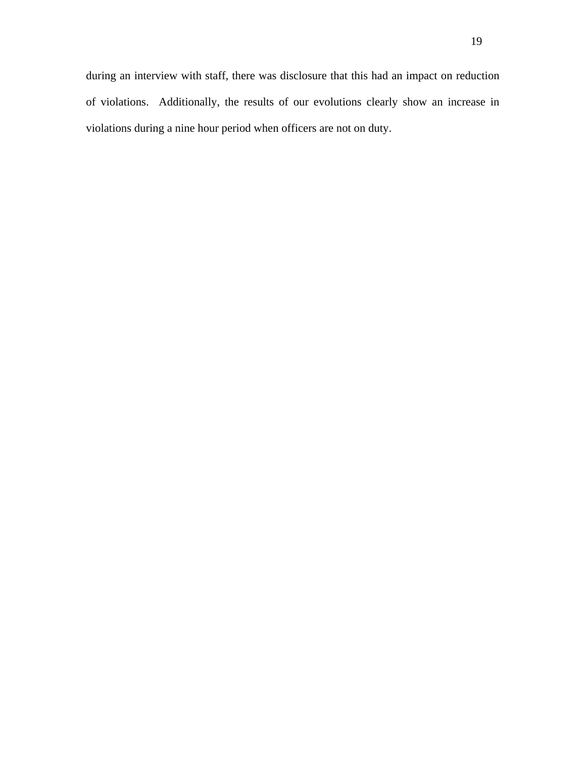during an interview with staff, there was disclosure that this had an impact on reduction of violations. Additionally, the results of our evolutions clearly show an increase in violations during a nine hour period when officers are not on duty.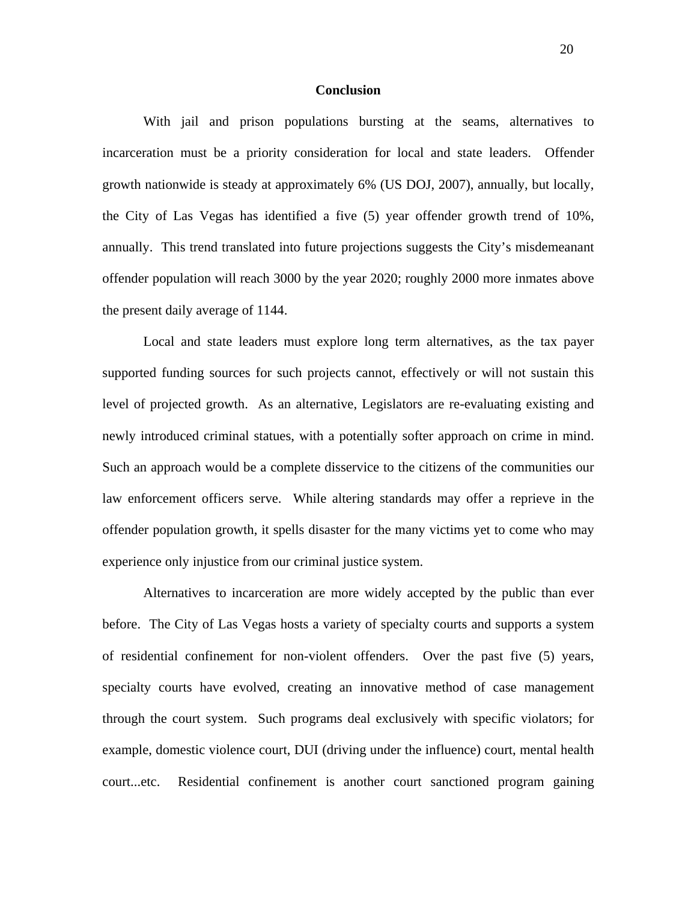## Conclusion

With jail and prison populations bursting at the seams, alternatives to incarceration must be a priority consideration for local and state leaders. Offender growth nationwide is steady at approximately 6% (US DOJ, 2007), annually, but locally, the City of Las Vegas has identified a five (5) year offender growth trend of 10%, annually. This trend translated into future projections suggests the City's misdemeanant offender population will reach 3000 by the year 2020; roughly 2000 more inmates above the present daily average of 1144.

Local and state leaders must explore long term alternatives, as the tax payer supported funding sources for such projects cannot, effectively or will not sustain this level of projected growth. As an alternative, Legislators are re-evaluating existing and newly introduced criminal statues, with a potentially softer approach on crime in mind. Such an approach would be a complete disservice to the citizens of the communities our law enforcement officers serve. While altering standards may offer a reprieve in the offender population growth, it spells disaster for the many victims yet to come who may experience only injustice from our criminal justice system.

Alternatives to incarceration are more widely accepted by the public than ever before. The City of Las Vegas hosts a variety of specialty courts and supports a system of residential confinement for non-violent offenders. Over the past five (5) years, specialty courts have evolved, creating an innovative method of case management through the court system. Such programs deal exclusively with specific violators; for example, domestic violence court, DUI (driving under the influence) court, mental health court...etc. Residential confinement is another court sanctioned program gaining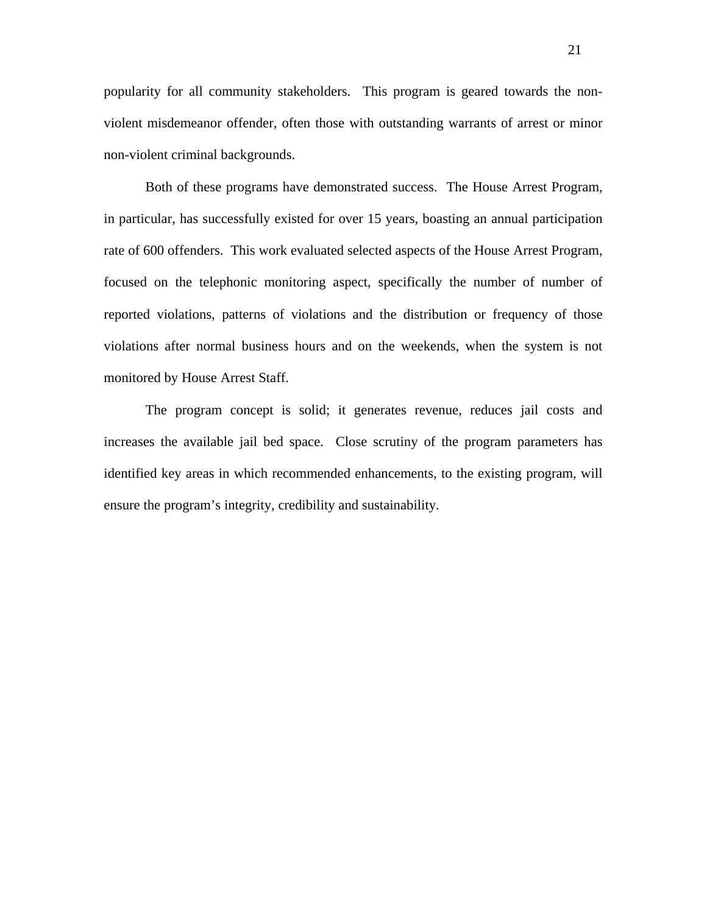popularity for all community stakeholders. This program is geared towards the non-violent misdemeanor offender, often those with outstanding warrants of arrest or minor non-violent criminal backgrounds.

Both of these programs have demonstrated success. The House Arrest Program, in particular, has successfully existed for over 15 years, boasting an annual participation rate of 600 offenders. This work evaluated selected aspects of the House Arrest Program, focused on the telephonic monitoring aspect, specifically the number of number of reported violations, patterns of violations and the distribution or frequency of those violations after normal business hours and on the weekends, when the system is not monitored by House Arrest Staff.

The program concept is solid; it generates revenue, reduces jail costs and increases the available jail bed space. Close scrutiny of the program parameters has identified key areas in which recommended enhancements, to the existing program, will ensure the program's integrity, credibility and sustainability.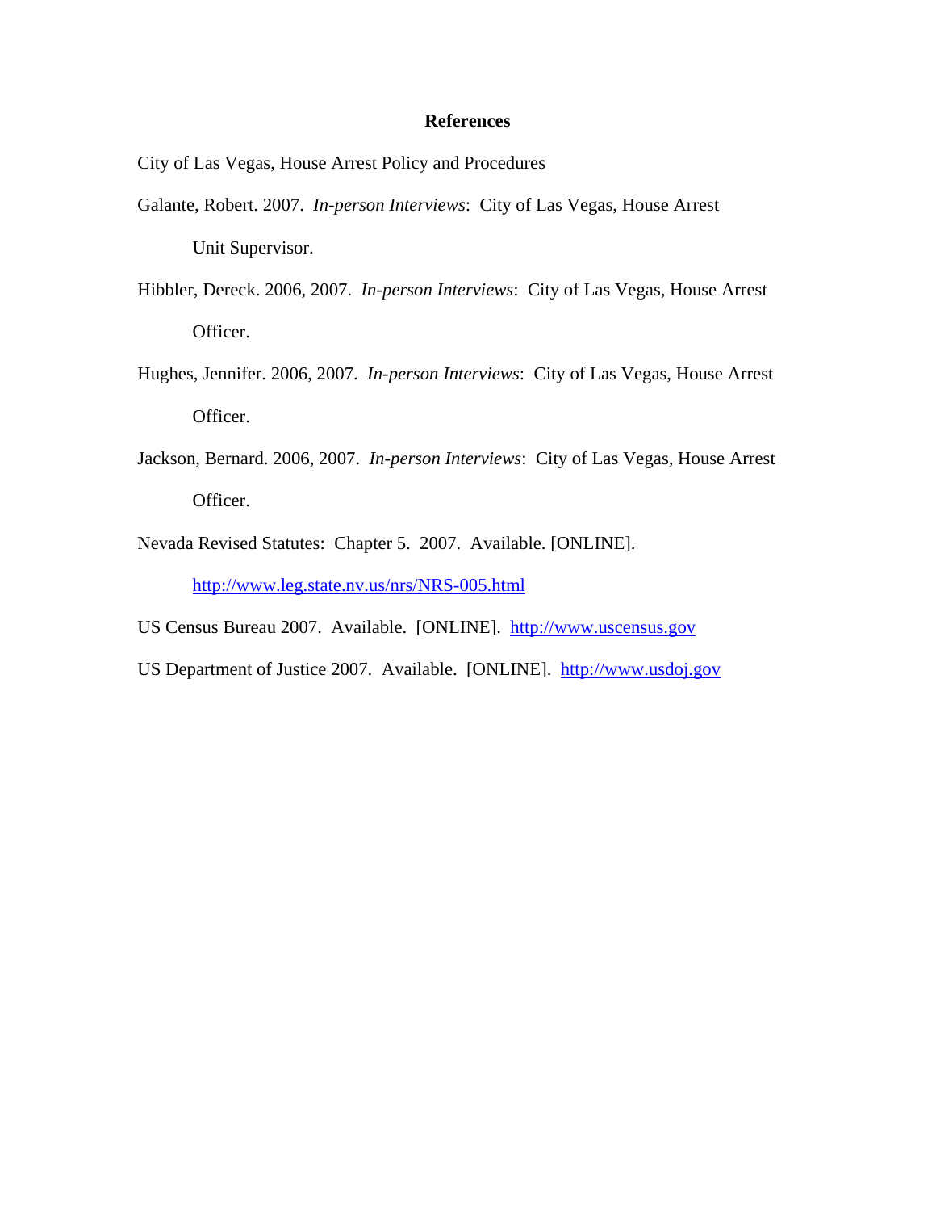# References

City of Las Vegas, House Arrest Policy and Procedures

Galante, Robert. 2007. *In-person Interviews*: City of Las Vegas, House Arrest Unit Supervisor.

Hibbler, Dereck. 2006, 2007. *In-person Interviews*: City of Las Vegas, House Arrest Officer.

Hughes, Jennifer. 2006, 2007. *In-person Interviews*: City of Las Vegas, House Arrest Officer.

Jackson, Bernard. 2006, 2007. *In-person Interviews*: City of Las Vegas, House Arrest Officer.

Nevada Revised Statutes: Chapter 5. 2007. Available. [ONLINE]. http://www.leg.state.nv.us/nrs/NRS-005.html

US Census Bureau 2007. Available. [ONLINE]. http://www.uscensus.gov

US Department of Justice 2007. Available. [ONLINE]. http://www.usdoj.gov